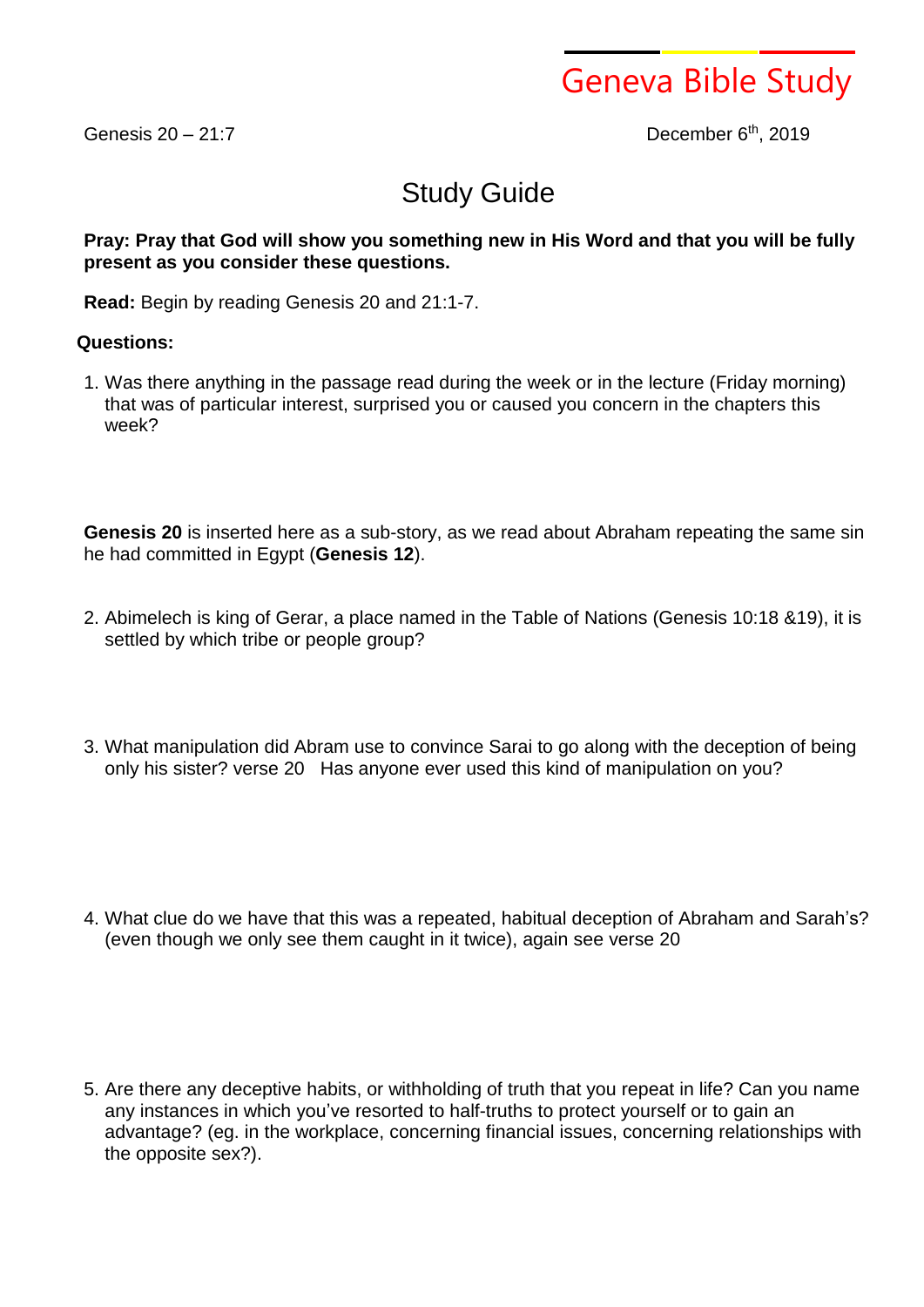# Geneva Bible Study

Genesis 20 – 21:7

December 6th, 2019

## Study Guide

**Pray: Pray that God will show you something new in His Word and that you will be fully present as you consider these questions.**

**Read:** Begin by reading Genesis 20 and 21:1-7.

**Questions:**

1. Was there anything in the passage read during the week or in the lecture (Friday morning) that was of particular interest, surprised you or caused you concern in the chapters this week?

**Genesis 20** is inserted here as a sub-story, as we read about Abraham repeating the same sin he had committed in Egypt (**Genesis 12**).

2. Abimelech is king of Gerar, a place named in the Table of Nations (Genesis 10:18 &19), it is settled by which tribe or people group?

3. What manipulation did Abram use to convince Sarai to go along with the deception of being only his sister? verse 20 Has anyone ever used this kind of manipulation on you?

4. What clue do we have that this was a repeated, habitual deception of Abraham and Sarah's? (even though we only see them caught in it twice), again see verse 20

5. Are there any deceptive habits, or withholding of truth that you repeat in life? Can you name any instances in which you've resorted to half-truths to protect yourself or to gain an advantage? (eg. in the workplace, concerning financial issues, concerning relationships with the opposite sex?).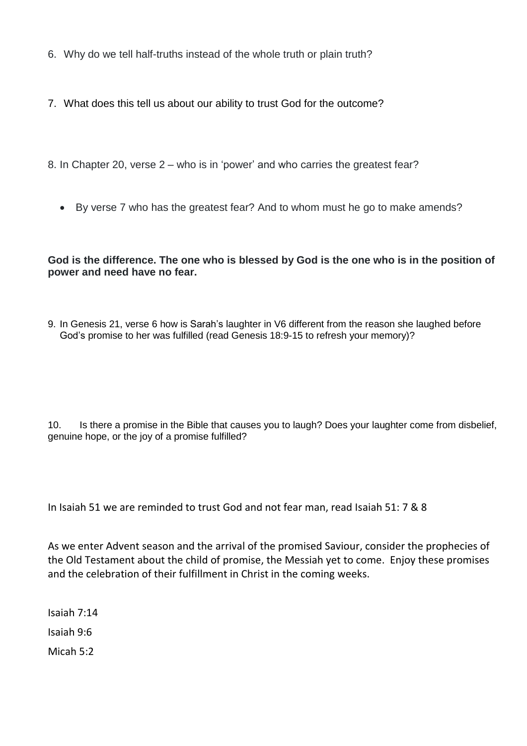6. Why do we tell half-truths instead of the whole truth or plain truth?

7. What does this tell us about our ability to trust God for the outcome?

8. In Chapter 20, verse 2 – who is in 'power' and who carries the greatest fear?

- By verse 7 who has the greatest fear? And to whom must he go to make amends?

**God is the difference. The one who is blessed by God is the one who is in the position of power and need have no fear.**

9. In Genesis 21, verse 6 how is Sarah's laughter in V6 different from the reason she laughed before God's promise to her was fulfilled (read Genesis 18:9-15 to refresh your memory)?

10. Is there a promise in the Bible that causes you to laugh? Does your laughter come from disbelief, genuine hope, or the joy of a promise fulfilled?

In Isaiah 51 we are reminded to trust God and not fear man, read Isaiah 51: 7 & 8

As we enter Advent season and the arrival of the promised Saviour, consider the prophecies of the Old Testament about the child of promise, the Messiah yet to come. Enjoy these promises and the celebration of their fulfillment in Christ in the coming weeks.

Isaiah 7:14

Isaiah 9:6

Micah 5:2